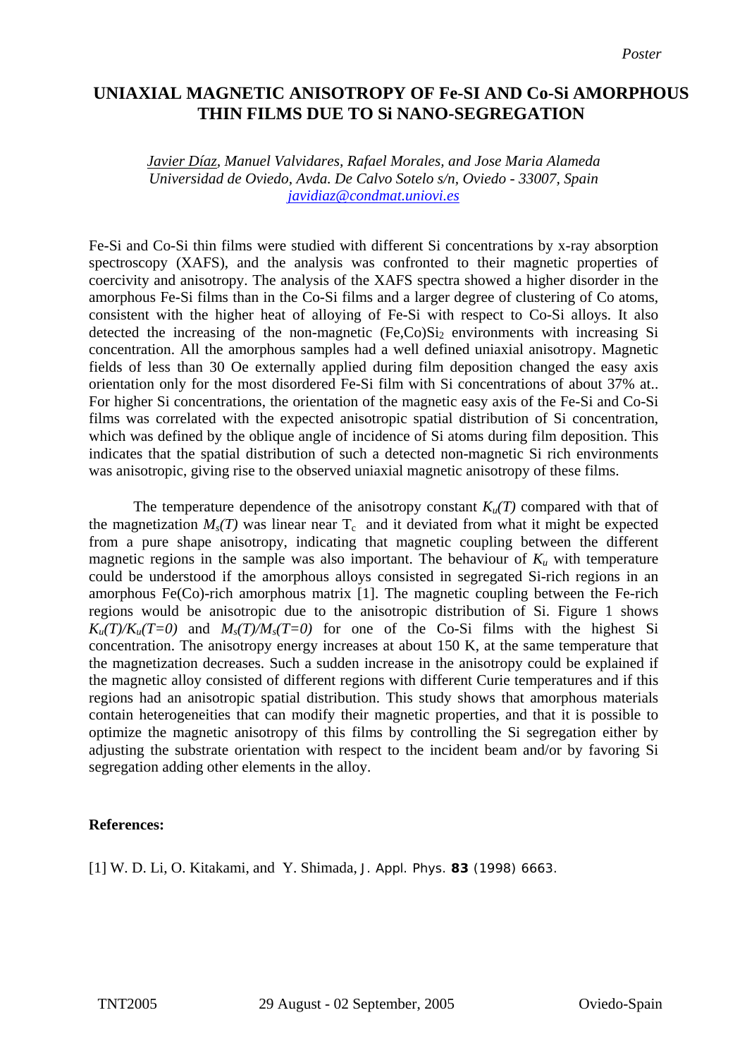*Poster*

# UNIAXIAL MAGNETIC ANISOTROPY OF Fe-SI AND Co-Si AMORPHOUS THIN FILMS DUE TO Si NANO-SEGREGATION

*Javier Díaz, Manuel Valvidares, Rafael Morales, and Jose Maria Alameda*
*Universidad de Oviedo, Avda. De Calvo Sotelo s/n, Oviedo - 33007, Spain*
*javidiaz@condmat.uniovi.es*

Fe-Si and Co-Si thin films were studied with different Si concentrations by x-ray absorption spectroscopy (XAFS), and the analysis was confronted to their magnetic properties of coercivity and anisotropy. The analysis of the XAFS spectra showed a higher disorder in the amorphous Fe-Si films than in the Co-Si films and a larger degree of clustering of Co atoms, consistent with the higher heat of alloying of Fe-Si with respect to Co-Si alloys. It also detected the increasing of the non-magnetic $(Fe,Co)Si_2$ environments with increasing Si concentration. All the amorphous samples had a well defined uniaxial anisotropy. Magnetic fields of less than 30 Oe externally applied during film deposition changed the easy axis orientation only for the most disordered Fe-Si film with Si concentrations of about 37% at.. For higher Si concentrations, the orientation of the magnetic easy axis of the Fe-Si and Co-Si films was correlated with the expected anisotropic spatial distribution of Si concentration, which was defined by the oblique angle of incidence of Si atoms during film deposition. This indicates that the spatial distribution of such a detected non-magnetic Si rich environments was anisotropic, giving rise to the observed uniaxial magnetic anisotropy of these films.

The temperature dependence of the anisotropy constant $K_u(T)$ compared with that of the magnetization $M_s(T)$ was linear near $T_c$ and it deviated from what it might be expected from a pure shape anisotropy, indicating that magnetic coupling between the different magnetic regions in the sample was also important. The behaviour of $K_u$ with temperature could be understood if the amorphous alloys consisted in segregated Si-rich regions in an amorphous Fe(Co)-rich amorphous matrix [1]. The magnetic coupling between the Fe-rich regions would be anisotropic due to the anisotropic distribution of Si. Figure 1 shows $K_u(T)/K_u(T=0)$ and $M_s(T)/M_s(T=0)$ for one of the Co-Si films with the highest Si concentration. The anisotropy energy increases at about 150 K, at the same temperature that the magnetization decreases. Such a sudden increase in the anisotropy could be explained if the magnetic alloy consisted of different regions with different Curie temperatures and if this regions had an anisotropic spatial distribution. This study shows that amorphous materials contain heterogeneities that can modify their magnetic properties, and that it is possible to optimize the magnetic anisotropy of this films by controlling the Si segregation either by adjusting the substrate orientation with respect to the incident beam and/or by favoring Si segregation adding other elements in the alloy.

**References:**

[1] W. D. Li, O. Kitakami, and Y. Shimada, J. Appl. Phys. **83** (1998) 6663.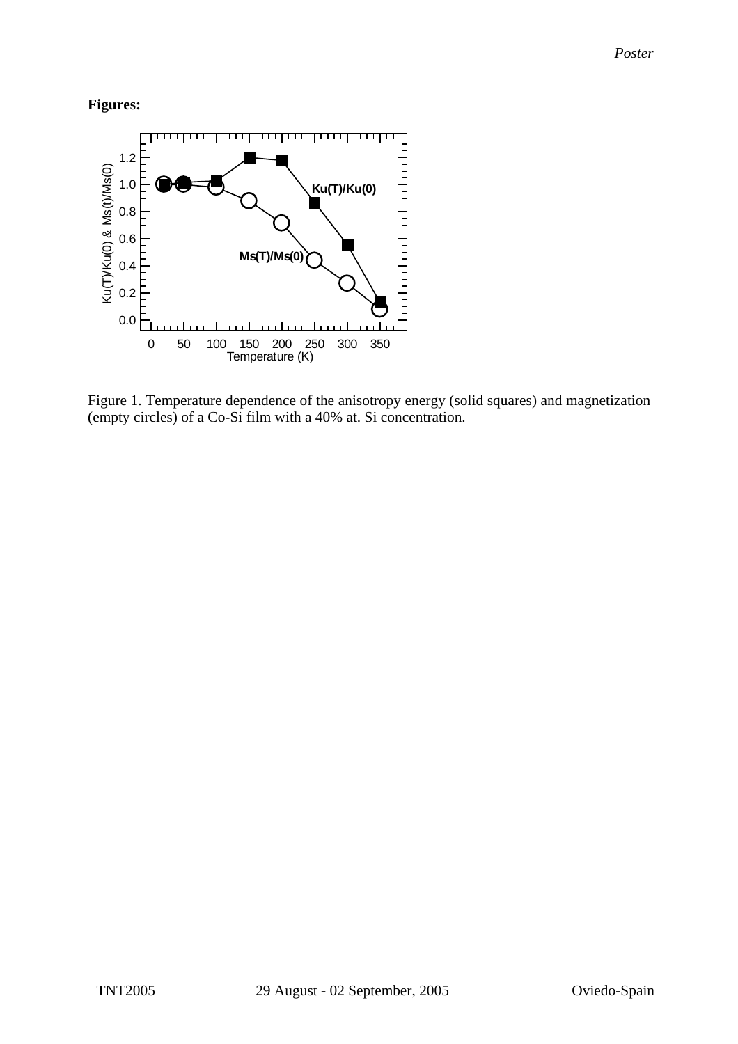**Figures:**

1.2
1.0
0.8
0.6
0.4
0.2
0.0

Ku(T)/Ku(0) & Ms(t)/Ms(0)

Ku(T)/Ku(0)

Ms(T)/Ms(0)

0 50 100 150 200 250 300 350

Temperature (K)

Figure 1. Temperature dependence of the anisotropy energy (solid squares) and magnetization (empty circles) of a Co-Si film with a 40% at. Si concentration.